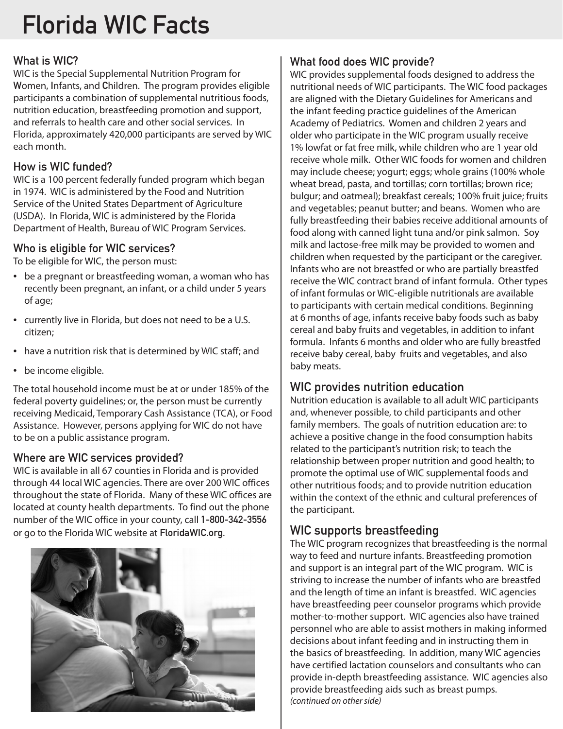# Florida WIC Facts

## What is WIC?

WIC is the Special Supplemental Nutrition Program for **W**omen, **I**nfants, and **C**hildren. The program provides eligible participants a combination of supplemental nutritious foods, nutrition education, breastfeeding promotion and support, and referrals to health care and other social services. In Florida, approximately 420,000 participants are served by WIC each month.

## How is WIC funded?

WIC is a 100 percent federally funded program which began in 1974. WIC is administered by the Food and Nutrition Service of the United States Department of Agriculture (USDA). In Florida, WIC is administered by the Florida Department of Health, Bureau of WIC Program Services.

## Who is eligible for WIC services?

To be eligible for WIC, the person must:

- be a pregnant or breastfeeding woman, a woman who has recently been pregnant, an infant, or a child under 5 years of age;
- currently live in Florida, but does not need to be a U.S. citizen;
- have a nutrition risk that is determined by WIC staff; and
- be income eligible.

The total household income must be at or under 185% of the federal poverty guidelines; or, the person must be currently receiving Medicaid, Temporary Cash Assistance (TCA), or Food Assistance. However, persons applying for WIC do not have to be on a public assistance program.

## Where are WIC services provided?

WIC is available in all 67 counties in Florida and is provided through 44 local WIC agencies. There are over 200 WIC offices throughout the state of Florida. Many of these WIC offices are located at county health departments. To find out the phone number of the WIC office in your county, call **1-800-342-3556** or go to the Florida WIC website at **FloridaWIC.org**.

## What food does WIC provide?

WIC provides supplemental foods designed to address the nutritional needs of WIC participants. The WIC food packages are aligned with the Dietary Guidelines for Americans and the infant feeding practice guidelines of the American Academy of Pediatrics. Women and children 2 years and older who participate in the WIC program usually receive 1% lowfat or fat free milk, while children who are 1 year old receive whole milk. Other WIC foods for women and children may include cheese; yogurt; eggs; whole grains (100% whole wheat bread, pasta, and tortillas; corn tortillas; brown rice; bulgur; and oatmeal); breakfast cereals; 100% fruit juice; fruits and vegetables; peanut butter; and beans. Women who are fully breastfeeding their babies receive additional amounts of food along with canned light tuna and/or pink salmon. Soy milk and lactose-free milk may be provided to women and children when requested by the participant or the caregiver. Infants who are not breastfed or who are partially breastfed receive the WIC contract brand of infant formula. Other types of infant formulas or WIC-eligible nutritionals are available to participants with certain medical conditions. Beginning at 6 months of age, infants receive baby foods such as baby cereal and baby fruits and vegetables, in addition to infant formula. Infants 6 months and older who are fully breastfed receive baby cereal, baby fruits and vegetables, and also baby meats.

## WIC provides nutrition education

Nutrition education is available to all adult WIC participants and, whenever possible, to child participants and other family members. The goals of nutrition education are: to achieve a positive change in the food consumption habits related to the participant's nutrition risk; to teach the relationship between proper nutrition and good health; to promote the optimal use of WIC supplemental foods and other nutritious foods; and to provide nutrition education within the context of the ethnic and cultural preferences of the participant.

## WIC supports breastfeeding

The WIC program recognizes that breastfeeding is the normal way to feed and nurture infants. Breastfeeding promotion and support is an integral part of the WIC program. WIC is striving to increase the number of infants who are breastfed and the length of time an infant is breastfed. WIC agencies have breastfeeding peer counselor programs which provide mother-to-mother support. WIC agencies also have trained personnel who are able to assist mothers in making informed decisions about infant feeding and in instructing them in the basics of breastfeeding. In addition, many WIC agencies have certified lactation counselors and consultants who can provide in-depth breastfeeding assistance. WIC agencies also provide breastfeeding aids such as breast pumps.

*(continued on other side)*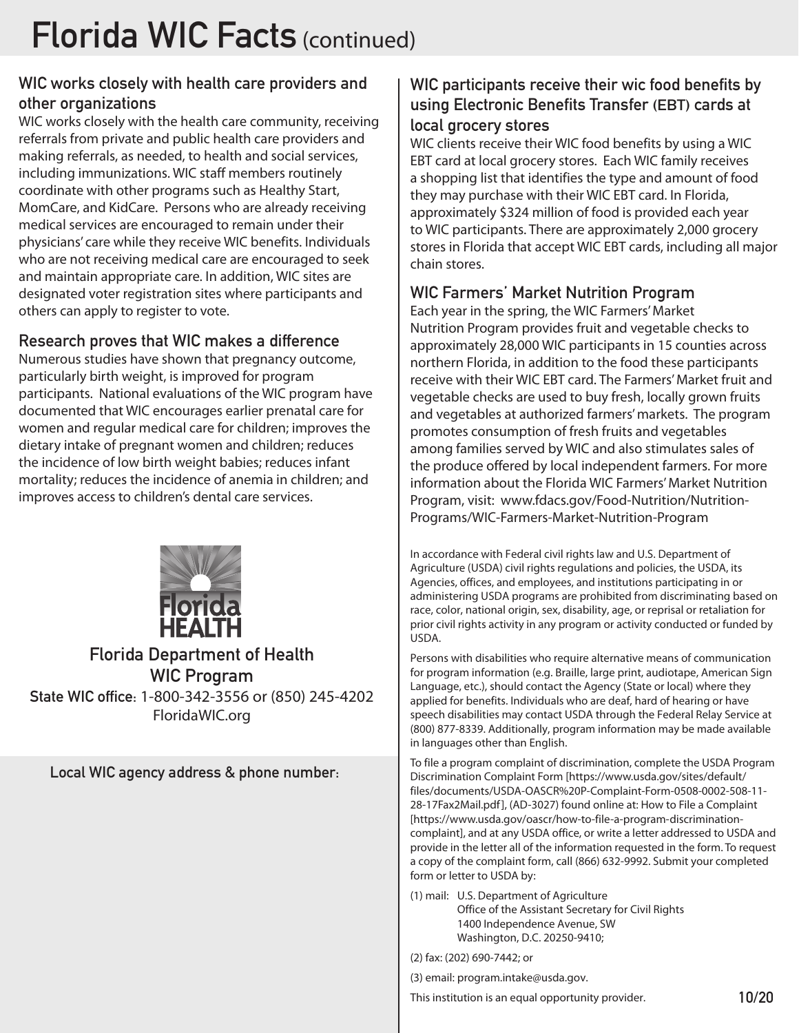# Florida WIC Facts (continued)

## WIC works closely with health care providers and other organizations

WIC works closely with the health care community, receiving referrals from private and public health care providers and making referrals, as needed, to health and social services, including immunizations. WIC staff members routinely coordinate with other programs such as Healthy Start, MomCare, and KidCare. Persons who are already receiving medical services are encouraged to remain under their physicians' care while they receive WIC benefits. Individuals who are not receiving medical care are encouraged to seek and maintain appropriate care. In addition, WIC sites are designated voter registration sites where participants and others can apply to register to vote.

## Research proves that WIC makes a difference

Numerous studies have shown that pregnancy outcome, particularly birth weight, is improved for program participants. National evaluations of the WIC program have documented that WIC encourages earlier prenatal care for women and regular medical care for children; improves the dietary intake of pregnant women and children; reduces the incidence of low birth weight babies; reduces infant mortality; reduces the incidence of anemia in children; and improves access to children's dental care services.

Florida HEALTH

**Florida Department of Health**
**WIC Program**
**State WIC office**: 1-800-342-3556 or (850) 245-4202
FloridaWIC.org

**Local WIC agency address & phone number**:

## WIC participants receive their wic food benefits by using Electronic Benefits Transfer (EBT) cards at local grocery stores

WIC clients receive their WIC food benefits by using a WIC EBT card at local grocery stores. Each WIC family receives a shopping list that identifies the type and amount of food they may purchase with their WIC EBT card. In Florida, approximately $324 million of food is provided each year to WIC participants. There are approximately 2,000 grocery stores in Florida that accept WIC EBT cards, including all major chain stores.

## WIC Farmers' Market Nutrition Program

Each year in the spring, the WIC Farmers' Market Nutrition Program provides fruit and vegetable checks to approximately 28,000 WIC participants in 15 counties across northern Florida, in addition to the food these participants receive with their WIC EBT card. The Farmers' Market fruit and vegetable checks are used to buy fresh, locally grown fruits and vegetables at authorized farmers' markets. The program promotes consumption of fresh fruits and vegetables among families served by WIC and also stimulates sales of the produce offered by local independent farmers. For more information about the Florida WIC Farmers' Market Nutrition Program, visit: www.fdacs.gov/Food-Nutrition/Nutrition-Programs/WIC-Farmers-Market-Nutrition-Program

In accordance with Federal civil rights law and U.S. Department of Agriculture (USDA) civil rights regulations and policies, the USDA, its Agencies, offices, and employees, and institutions participating in or administering USDA programs are prohibited from discriminating based on race, color, national origin, sex, disability, age, or reprisal or retaliation for prior civil rights activity in any program or activity conducted or funded by USDA.

Persons with disabilities who require alternative means of communication for program information (e.g. Braille, large print, audiotape, American Sign Language, etc.), should contact the Agency (State or local) where they applied for benefits. Individuals who are deaf, hard of hearing or have speech disabilities may contact USDA through the Federal Relay Service at (800) 877-8339. Additionally, program information may be made available in languages other than English.

To file a program complaint of discrimination, complete the USDA Program Discrimination Complaint Form [https://www.usda.gov/sites/default/files/documents/USDA-OASCR%20P-Complaint-Form-0508-0002-508-11-28-17Fax2Mail.pdf], (AD-3027) found online at: How to File a Complaint [https://www.usda.gov/oascr/how-to-file-a-program-discrimination-complaint], and at any USDA office, or write a letter addressed to USDA and provide in the letter all of the information requested in the form. To request a copy of the complaint form, call (866) 632-9992. Submit your completed form or letter to USDA by:

(1) mail: U.S. Department of Agriculture
Office of the Assistant Secretary for Civil Rights
1400 Independence Avenue, SW
Washington, D.C. 20250-9410;

(2) fax: (202) 690-7442; or

(3) email: program.intake@usda.gov.

This institution is an equal opportunity provider.

10/20